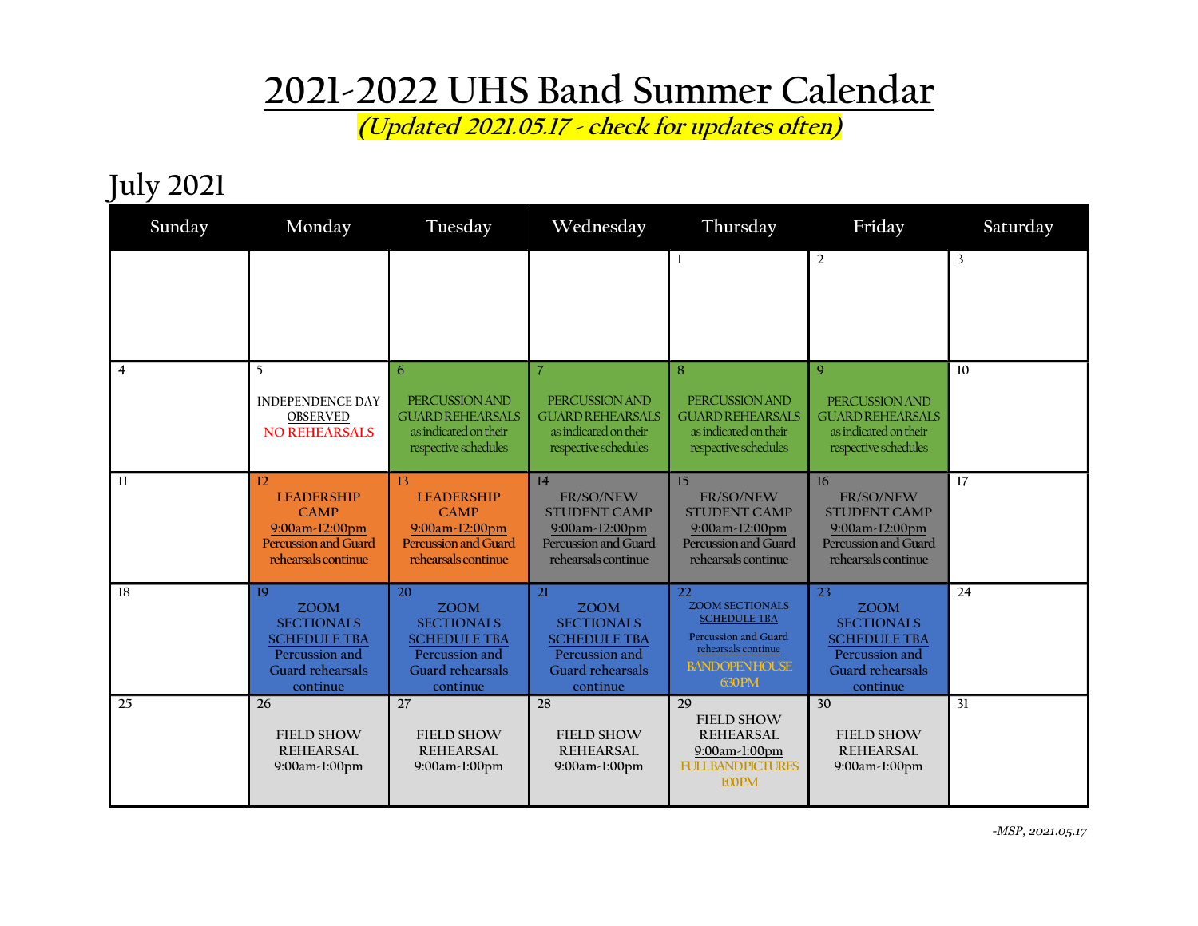# 2021-2022 UHS Band Summer Calendar

***(Updated 2021.05.17 - check for updates often)***

## July 2021

| Sunday | Monday | Tuesday | Wednesday | Thursday | Friday | Saturday |
|---|---|---|---|---|---|---|
| | | | | 1 | 2 | 3 |
| 4 | 5 INDEPENDENCE DAY OBSERVED NO REHEARSALS | 6 PERCUSSION AND GUARD REHEARSALS as indicated on their respective schedules | 7 PERCUSSION AND GUARD REHEARSALS as indicated on their respective schedules | 8 PERCUSSION AND GUARD REHEARSALS as indicated on their respective schedules | 9 PERCUSSION AND GUARD REHEARSALS as indicated on their respective schedules | 10 |
| 11 | 12 LEADERSHIP CAMP 9:00am-12:00pm Percussion and Guard rehearsals continue | 13 LEADERSHIP CAMP 9:00am-12:00pm Percussion and Guard rehearsals continue | 14 FR/SO/NEW STUDENT CAMP 9:00am-12:00pm Percussion and Guard rehearsals continue | 15 FR/SO/NEW STUDENT CAMP 9:00am-12:00pm Percussion and Guard rehearsals continue | 16 FR/SO/NEW STUDENT CAMP 9:00am-12:00pm Percussion and Guard rehearsals continue | 17 |
| 18 | 19 ZOOM SECTIONALS SCHEDULE TBA Percussion and Guard rehearsals continue | 20 ZOOM SECTIONALS SCHEDULE TBA Percussion and Guard rehearsals continue | 21 ZOOM SECTIONALS SCHEDULE TBA Percussion and Guard rehearsals continue | 22 ZOOM SECTIONALS SCHEDULE TBA Percussion and Guard rehearsals continue BAND OPEN HOUSE 6:30PM | 23 ZOOM SECTIONALS SCHEDULE TBA Percussion and Guard rehearsals continue | 24 |
| 25 | 26 FIELD SHOW REHEARSAL 9:00am-1:00pm | 27 FIELD SHOW REHEARSAL 9:00am-1:00pm | 28 FIELD SHOW REHEARSAL 9:00am-1:00pm | 29 FIELD SHOW REHEARSAL 9:00am-1:00pm FULL BAND PICTURES 1:00PM | 30 FIELD SHOW REHEARSAL 9:00am-1:00pm | 31 |

*-MSP, 2021.05.17*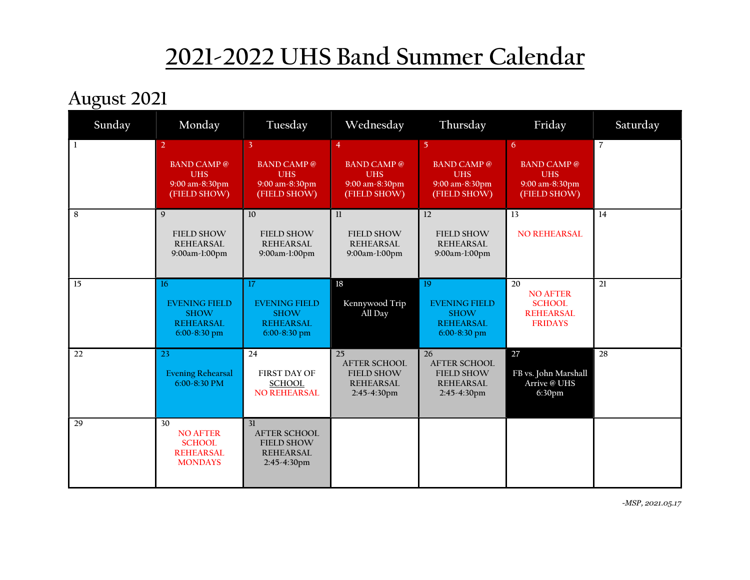# 2021-2022 UHS Band Summer Calendar

## August 2021

| Sunday | Monday | Tuesday | Wednesday | Thursday | Friday | Saturday |
|---|---|---|---|---|---|---|
| 1 | 2 BAND CAMP @ UHS 9:00 am-8:30pm (FIELD SHOW) | 3 BAND CAMP @ UHS 9:00 am-8:30pm (FIELD SHOW) | 4 BAND CAMP @ UHS 9:00 am-8:30pm (FIELD SHOW) | 5 BAND CAMP @ UHS 9:00 am-8:30pm (FIELD SHOW) | 6 BAND CAMP @ UHS 9:00 am-8:30pm (FIELD SHOW) | 7 |
| 8 | 9 FIELD SHOW REHEARSAL 9:00am-1:00pm | 10 FIELD SHOW REHEARSAL 9:00am-1:00pm | 11 FIELD SHOW REHEARSAL 9:00am-1:00pm | 12 FIELD SHOW REHEARSAL 9:00am-1:00pm | 13 NO REHEARSAL | 14 |
| 15 | 16 EVENING FIELD SHOW REHEARSAL 6:00-8:30 pm | 17 EVENING FIELD SHOW REHEARSAL 6:00-8:30 pm | 18 Kennywood Trip All Day | 19 EVENING FIELD SHOW REHEARSAL 6:00-8:30 pm | 20 NO AFTER SCHOOL REHEARSAL FRIDAYS | 21 |
| 22 | 23 Evening Rehearsal 6:00-8:30 PM | 24 FIRST DAY OF SCHOOL NO REHEARSAL | 25 AFTER SCHOOL FIELD SHOW REHEARSAL 2:45-4:30pm | 26 AFTER SCHOOL FIELD SHOW REHEARSAL 2:45-4:30pm | 27 FB vs. John Marshall Arrive @ UHS 6:30pm | 28 |
| 29 | 30 NO AFTER SCHOOL REHEARSAL MONDAYS | 31 AFTER SCHOOL FIELD SHOW REHEARSAL 2:45-4:30pm | | | | |

*-MSP, 2021.05.17*